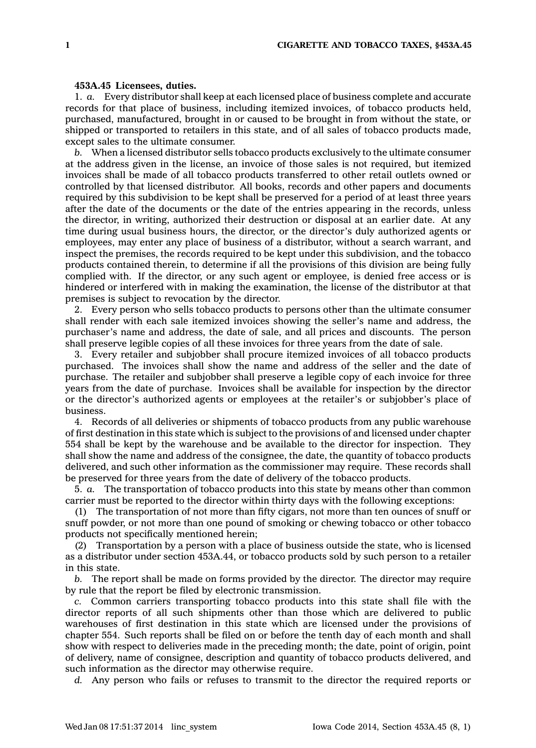**453A.45 Licensees, duties.**

1. *a.* Every distributor shall keep at each licensed place of business complete and accurate records for that place of business, including itemized invoices, of tobacco products held, purchased, manufactured, brought in or caused to be brought in from without the state, or shipped or transported to retailers in this state, and of all sales of tobacco products made, except sales to the ultimate consumer.

*b.* When a licensed distributor sells tobacco products exclusively to the ultimate consumer at the address given in the license, an invoice of those sales is not required, but itemized invoices shall be made of all tobacco products transferred to other retail outlets owned or controlled by that licensed distributor. All books, records and other papers and documents required by this subdivision to be kept shall be preserved for a period of at least three years after the date of the documents or the date of the entries appearing in the records, unless the director, in writing, authorized their destruction or disposal at an earlier date. At any time during usual business hours, the director, or the director's duly authorized agents or employees, may enter any place of business of a distributor, without a search warrant, and inspect the premises, the records required to be kept under this subdivision, and the tobacco products contained therein, to determine if all the provisions of this division are being fully complied with. If the director, or any such agent or employee, is denied free access or is hindered or interfered with in making the examination, the license of the distributor at that premises is subject to revocation by the director.

2. Every person who sells tobacco products to persons other than the ultimate consumer shall render with each sale itemized invoices showing the seller's name and address, the purchaser's name and address, the date of sale, and all prices and discounts. The person shall preserve legible copies of all these invoices for three years from the date of sale.

3. Every retailer and subjobber shall procure itemized invoices of all tobacco products purchased. The invoices shall show the name and address of the seller and the date of purchase. The retailer and subjobber shall preserve a legible copy of each invoice for three years from the date of purchase. Invoices shall be available for inspection by the director or the director's authorized agents or employees at the retailer's or subjobber's place of business.

4. Records of all deliveries or shipments of tobacco products from any public warehouse of first destination in this state which is subject to the provisions of and licensed under chapter 554 shall be kept by the warehouse and be available to the director for inspection. They shall show the name and address of the consignee, the date, the quantity of tobacco products delivered, and such other information as the commissioner may require. These records shall be preserved for three years from the date of delivery of the tobacco products.

5. *a.* The transportation of tobacco products into this state by means other than common carrier must be reported to the director within thirty days with the following exceptions:

(1) The transportation of not more than fifty cigars, not more than ten ounces of snuff or snuff powder, or not more than one pound of smoking or chewing tobacco or other tobacco products not specifically mentioned herein;

(2) Transportation by a person with a place of business outside the state, who is licensed as a distributor under section 453A.44, or tobacco products sold by such person to a retailer in this state.

*b.* The report shall be made on forms provided by the director. The director may require by rule that the report be filed by electronic transmission.

*c.* Common carriers transporting tobacco products into this state shall file with the director reports of all such shipments other than those which are delivered to public warehouses of first destination in this state which are licensed under the provisions of chapter 554. Such reports shall be filed on or before the tenth day of each month and shall show with respect to deliveries made in the preceding month; the date, point of origin, point of delivery, name of consignee, description and quantity of tobacco products delivered, and such information as the director may otherwise require.

*d.* Any person who fails or refuses to transmit to the director the required reports or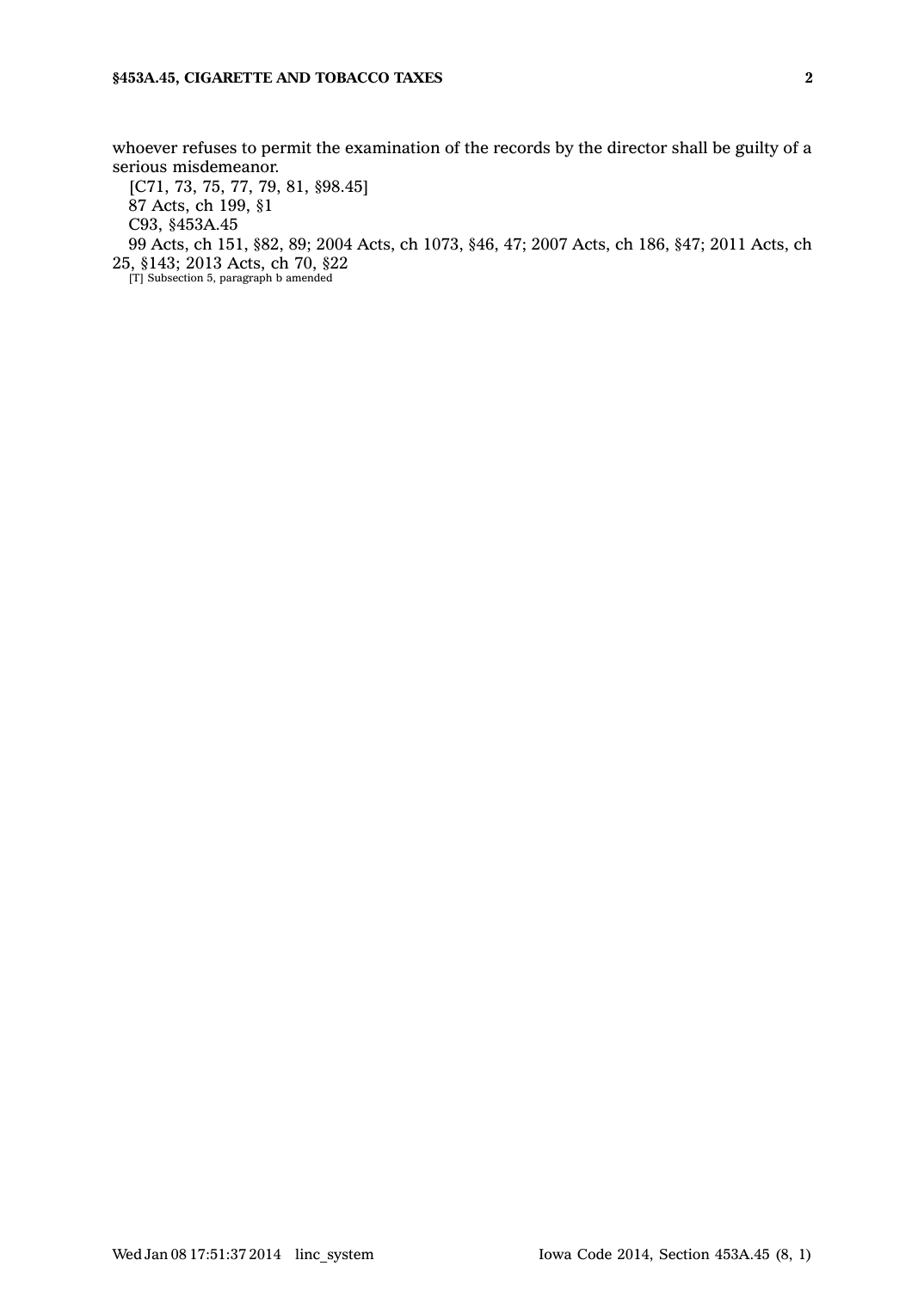whoever refuses to permit the examination of the records by the director shall be guilty of a serious misdemeanor.

[C71, 73, 75, 77, 79, 81, §98.45]

87 Acts, ch 199, §1

C93, §453A.45

99 Acts, ch 151, §82, 89; 2004 Acts, ch 1073, §46, 47; 2007 Acts, ch 186, §47; 2011 Acts, ch 25, §143; 2013 Acts, ch 70, §22

[T] Subsection 5, paragraph b amended